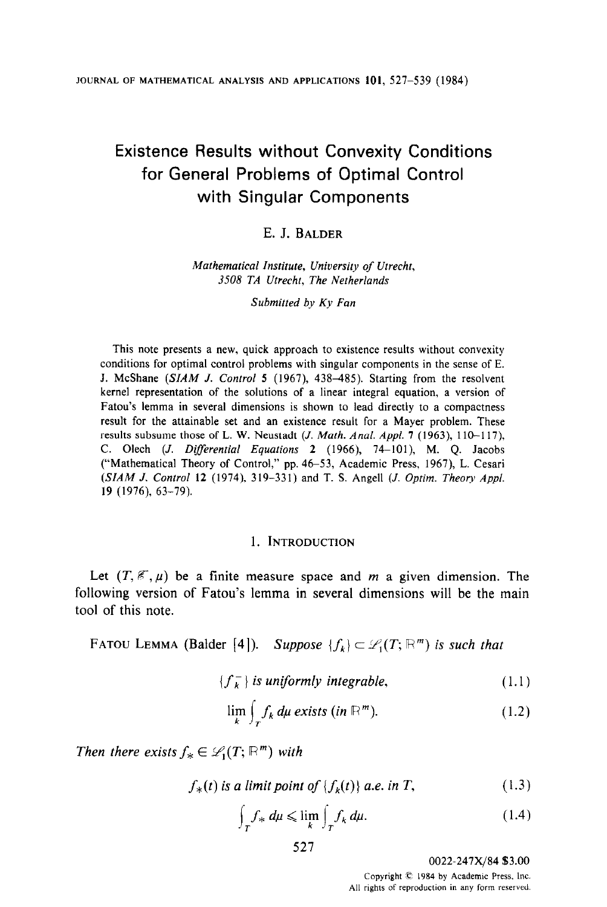# Existence Results without Convexity Conditions for General Problems of Optimal Control with Singular Components

E. J. BALDER

*Mathematical Institute, University of Utrecht, 3508 TA Utrecht, The Netherlands*

*Submitted by Ky Fan*

This note presents a new, quick approach to existence results without convexity conditions for optimal control problems with singular components in the sense of E. J. McShane (*SIAM J. Control* 5 (1967), 438–485). Starting from the resolvent kernel representation of the solutions of a linear integral equation, a version of Fatou's lemma in several dimensions is shown to lead directly to a compactness result for the attainable set and an existence result for a Mayer problem. These results subsume those of L. W. Neustadt (*J. Math. Anal. Appl.* 7 (1963), 110–117), C. Olech (*J. Differential Equations* 2 (1966), 74–101), M. Q. Jacobs ("Mathematical Theory of Control," pp. 46–53, Academic Press, 1967), L. Cesari (*SIAM J. Control* 12 (1974), 319–331) and T. S. Angell (*J. Optim. Theory Appl.* 19 (1976), 63–79).

## 1. Introduction

Let $(T, \mathscr{T}, \mu)$ be a finite measure space and $m$ a given dimension. The following version of Fatou's lemma in several dimensions will be the main tool of this note.

FATOU LEMMA (Balder [4]). *Suppose $\{f_k\} \subset \mathscr{L}_1(T; \mathbb{R}^m)$ is such that*

$$\{f_k^-\} \text{ is uniformly integrable,} \tag{1.1}$$

$$\lim_k \int_T f_k \, d\mu \text{ exists (in } \mathbb{R}^m). \tag{1.2}$$

*Then there exists $f_* \in \mathscr{L}_1(T; \mathbb{R}^m)$ with*

$$f_*(t) \text{ is a limit point of } \{f_k(t)\} \text{ a.e. in } T, \tag{1.3}$$

$$\int_T f_* \, d\mu \leqslant \lim_k \int_T f_k \, d\mu. \tag{1.4}$$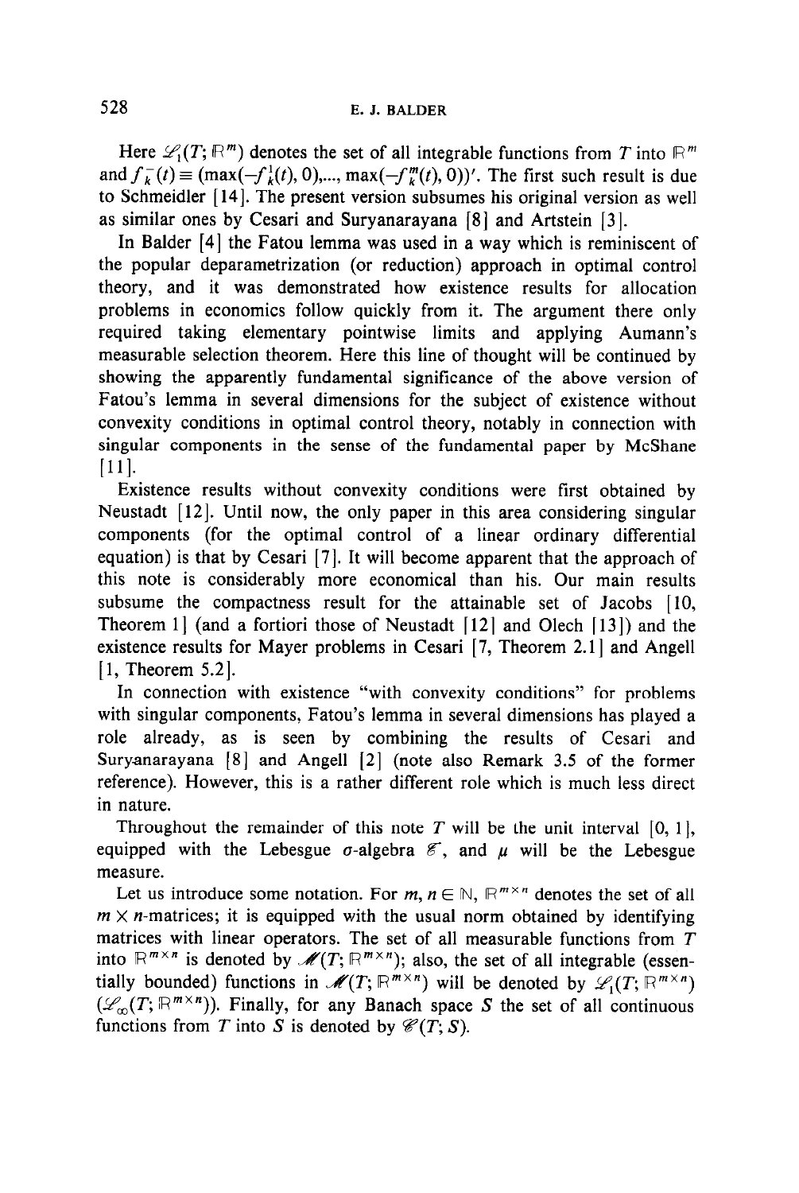Here $\mathscr{L}_1(T; \mathbb{R}^m)$ denotes the set of all integrable functions from $T$ into $\mathbb{R}^m$ and $f_k^-(t) \equiv (\max(-f_k^1(t), 0), ..., \max(-f_k^m(t), 0))'$. The first such result is due to Schmeidler [14]. The present version subsumes his original version as well as similar ones by Cesari and Suryanarayana [8] and Artstein [3].

In Balder [4] the Fatou lemma was used in a way which is reminiscent of the popular deparametrization (or reduction) approach in optimal control theory, and it was demonstrated how existence results for allocation problems in economics follow quickly from it. The argument there only required taking elementary pointwise limits and applying Aumann's measurable selection theorem. Here this line of thought will be continued by showing the apparently fundamental significance of the above version of Fatou's lemma in several dimensions for the subject of existence without convexity conditions in optimal control theory, notably in connection with singular components in the sense of the fundamental paper by McShane [11].

Existence results without convexity conditions were first obtained by Neustadt [12]. Until now, the only paper in this area considering singular components (for the optimal control of a linear ordinary differential equation) is that by Cesari [7]. It will become apparent that the approach of this note is considerably more economical than his. Our main results subsume the compactness result for the attainable set of Jacobs [10, Theorem 1] (and a fortiori those of Neustadt [12] and Olech [13]) and the existence results for Mayer problems in Cesari [7, Theorem 2.1] and Angell [1, Theorem 5.2].

In connection with existence "with convexity conditions" for problems with singular components, Fatou's lemma in several dimensions has played a role already, as is seen by combining the results of Cesari and Suryanarayana [8] and Angell [2] (note also Remark 3.5 of the former reference). However, this is a rather different role which is much less direct in nature.

Throughout the remainder of this note $T$ will be the unit interval $[0, 1]$, equipped with the Lebesgue $\sigma$-algebra $\mathscr{T}$, and $\mu$ will be the Lebesgue measure.

Let us introduce some notation. For $m, n \in \mathbb{N}$, $\mathbb{R}^{m \times n}$ denotes the set of all $m \times n$-matrices; it is equipped with the usual norm obtained by identifying matrices with linear operators. The set of all measurable functions from $T$ into $\mathbb{R}^{m \times n}$ is denoted by $\mathscr{M}(T; \mathbb{R}^{m \times n})$; also, the set of all integrable (essentially bounded) functions in $\mathscr{M}(T; \mathbb{R}^{m \times n})$ will be denoted by $\mathscr{L}_1(T; \mathbb{R}^{m \times n})$ ($\mathscr{L}_\infty(T; \mathbb{R}^{m \times n})$). Finally, for any Banach space $S$ the set of all continuous functions from $T$ into $S$ is denoted by $\mathscr{C}(T; S)$.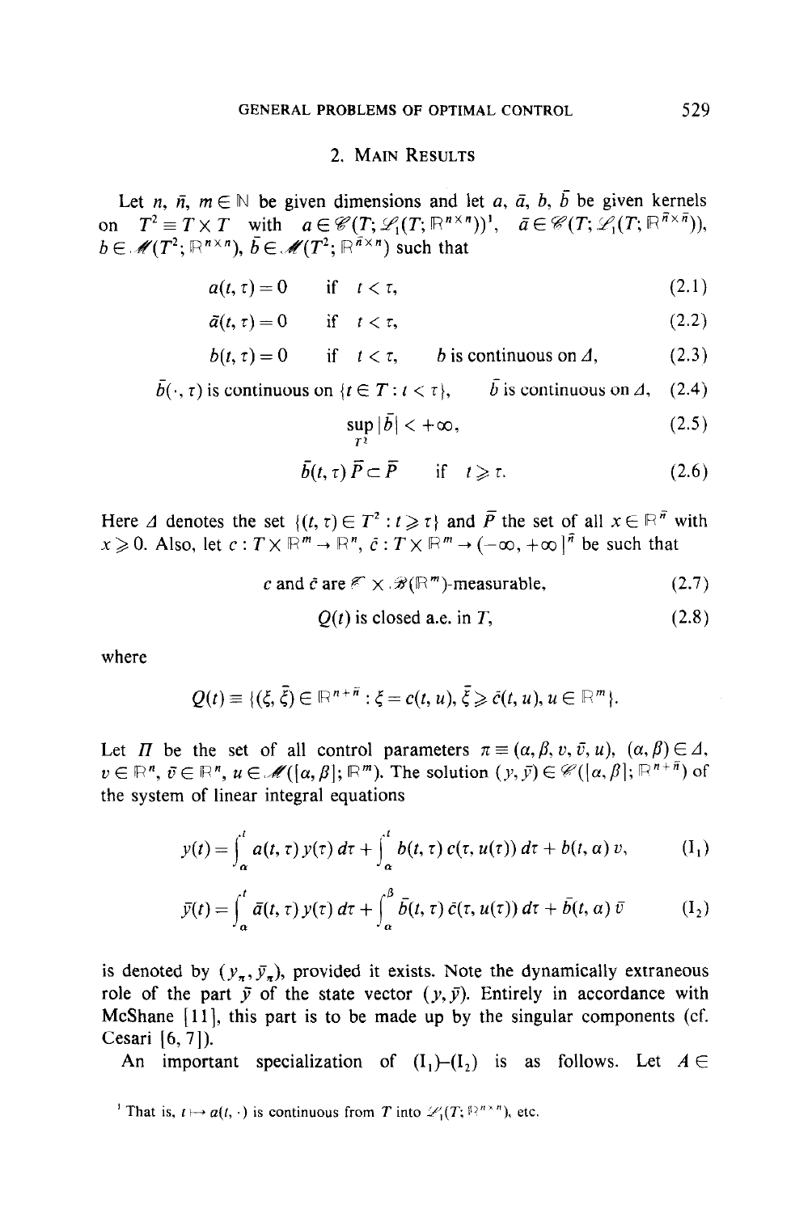## 2. Main Results

Let $n$, $\bar{n}$, $m \in \mathbb{N}$ be given dimensions and let $a$, $\bar{a}$, $b$, $\bar{b}$ be given kernels on $T^2 \equiv T \times T$ with $a \in \mathscr{C}(T; \mathscr{L}_1(T; \mathbb{R}^{n \times n}))$[1], $\bar{a} \in \mathscr{C}(T; \mathscr{L}_1(T; \mathbb{R}^{\bar{n} \times \bar{n}}))$, $b \in \mathscr{M}(T^2; \mathbb{R}^{n \times n})$, $\bar{b} \in \mathscr{M}(T^2; \mathbb{R}^{\bar{n} \times n})$ such that

$$a(t, \tau) = 0 \quad \text{if} \quad t < \tau, \tag{2.1}$$

$$\bar{a}(t, \tau) = 0 \quad \text{if} \quad t < \tau, \tag{2.2}$$

$$b(t, \tau) = 0 \quad \text{if} \quad t < \tau, \qquad b \text{ is continuous on } \Delta, \tag{2.3}$$

$$\bar{b}(\cdot, \tau) \text{ is continuous on } \{t \in T : t < \tau\}, \qquad \bar{b} \text{ is continuous on } \Delta, \tag{2.4}$$

$$\sup_{T^2} |\bar{b}| < +\infty, \tag{2.5}$$

$$\bar{b}(t, \tau)\, \bar{P} \subset \bar{P} \quad \text{if} \quad t \geqslant \tau. \tag{2.6}$$

Here $\Delta$ denotes the set $\{(t, \tau) \in T^2 : t \geqslant \tau\}$ and $\bar{P}$ the set of all $x \in \mathbb{R}^{\bar{n}}$ with $x \geqslant 0$. Also, let $c : T \times \mathbb{R}^m \to \mathbb{R}^n$, $\bar{c} : T \times \mathbb{R}^m \to (-\infty, +\infty]^{\bar{n}}$ be such that

$$c \text{ and } \bar{c} \text{ are } \mathscr{T} \times \mathscr{B}(\mathbb{R}^m)\text{-measurable}, \tag{2.7}$$

$$Q(t) \text{ is closed a.e. in } T, \tag{2.8}$$

where

$$Q(t) \equiv \{(\xi, \bar{\xi}) \in \mathbb{R}^{n+\bar{n}} : \xi = c(t, u),\ \bar{\xi} \geqslant \bar{c}(t, u),\ u \in \mathbb{R}^m\}.$$

Let $\Pi$ be the set of all control parameters $\pi \equiv (\alpha, \beta, v, \bar{v}, u)$, $(\alpha, \beta) \in \Delta$, $v \in \mathbb{R}^n$, $\bar{v} \in \mathbb{R}^n$, $u \in \mathscr{M}([\alpha, \beta]; \mathbb{R}^m)$. The solution $(y, \bar{y}) \in \mathscr{C}([\alpha, \beta]; \mathbb{R}^{n+\bar{n}})$ of the system of linear integral equations

$$y(t) = \int_\alpha^t a(t, \tau)\, y(\tau)\, d\tau + \int_\alpha^t b(t, \tau)\, c(\tau, u(\tau))\, d\tau + b(t, \alpha)\, v, \tag{I$_1$}$$

$$\bar{y}(t) = \int_\alpha^t \bar{a}(t, \tau)\, y(\tau)\, d\tau + \int_\alpha^\beta \bar{b}(t, \tau)\, \bar{c}(\tau, u(\tau))\, d\tau + \bar{b}(t, \alpha)\, \bar{v} \tag{I$_2$}$$

is denoted by $(y_\pi, \bar{y}_\pi)$, provided it exists. Note the dynamically extraneous role of the part $\bar{y}$ of the state vector $(y, \bar{y})$. Entirely in accordance with McShane [11], this part is to be made up by the singular components (cf. Cesari [6, 7]).

An important specialization of (I$_1$)–(I$_2$) is as follows. Let $A \in$

[1] That is, $t \mapsto a(t, \cdot)$ is continuous from $T$ into $\mathscr{L}_1(T; \mathbb{R}^{n \times n})$, etc.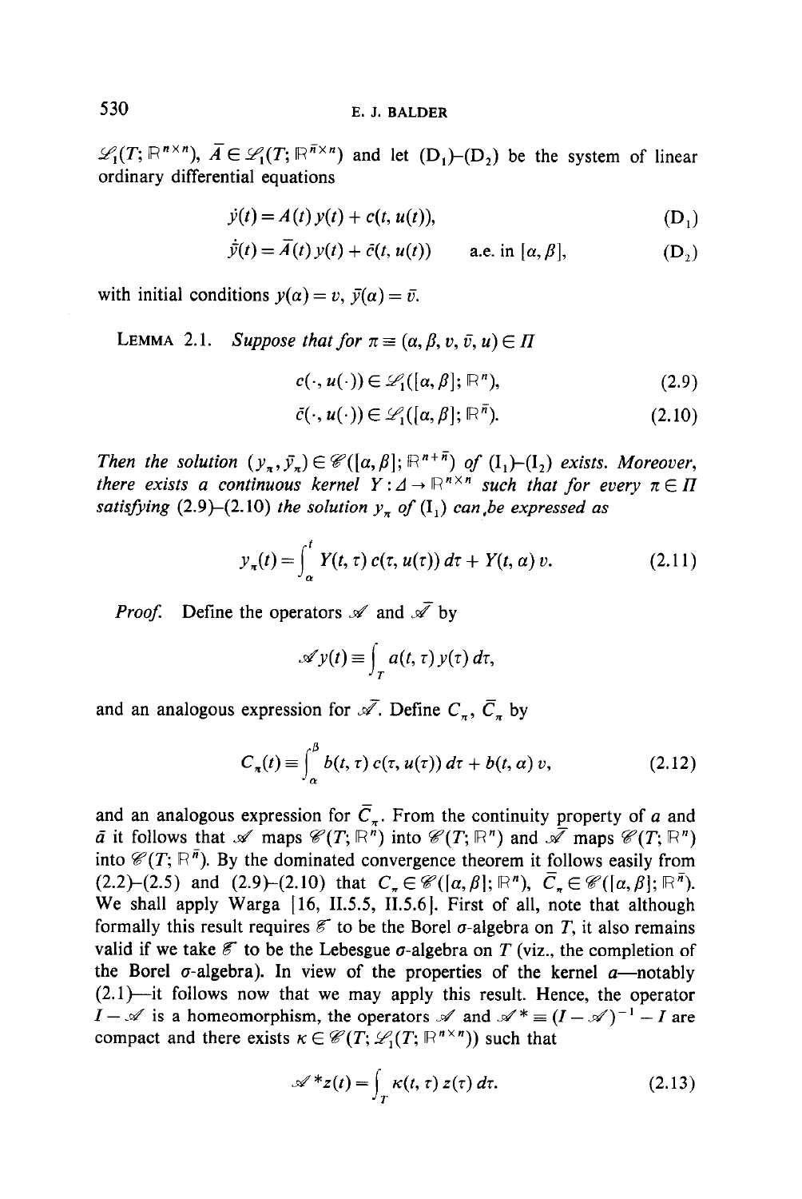$\mathscr{L}_1(T; \mathbb{R}^{n\times n})$, $\bar{A} \in \mathscr{L}_1(T; \mathbb{R}^{\bar{n}\times n})$ and let ($D_1$)–($D_2$) be the system of linear ordinary differential equations

$$\dot{y}(t) = A(t)\, y(t) + c(t, u(t)), \tag{$D_1$}$$

$$\dot{\bar{y}}(t) = \bar{A}(t)\, y(t) + \bar{c}(t, u(t)) \qquad \text{a.e. in } [\alpha, \beta], \tag{$D_2$}$$

with initial conditions $y(\alpha) = v$, $\bar{y}(\alpha) = \bar{v}$.

LEMMA 2.1. *Suppose that for* $\pi \equiv (\alpha, \beta, v, \bar{v}, u) \in \Pi$

$$c(\cdot, u(\cdot)) \in \mathscr{L}_1([\alpha, \beta]; \mathbb{R}^n), \tag{2.9}$$

$$\bar{c}(\cdot, u(\cdot)) \in \mathscr{L}_1([\alpha, \beta]; \mathbb{R}^{\bar{n}}). \tag{2.10}$$

*Then the solution* $(y_\pi, \bar{y}_\pi) \in \mathscr{C}([\alpha, \beta]; \mathbb{R}^{n+\bar{n}})$ *of* ($I_1$)–($I_2$) *exists. Moreover, there exists a continuous kernel* $Y : \Delta \to \mathbb{R}^{n\times n}$ *such that for every* $\pi \in \Pi$ *satisfying* (2.9)–(2.10) *the solution* $y_\pi$ *of* ($I_1$) *can be expressed as*

$$y_\pi(t) = \int_\alpha^t Y(t, \tau)\, c(\tau, u(\tau))\, d\tau + Y(t, \alpha)\, v. \tag{2.11}$$

*Proof.* Define the operators $\mathscr{A}$ and $\bar{\mathscr{A}}$ by

$$\mathscr{A}y(t) \equiv \int_T a(t, \tau)\, y(\tau)\, d\tau,$$

and an analogous expression for $\bar{\mathscr{A}}$. Define $C_\pi$, $\bar{C}_\pi$ by

$$C_\pi(t) \equiv \int_\alpha^\beta b(t, \tau)\, c(\tau, u(\tau))\, d\tau + b(t, \alpha)\, v, \tag{2.12}$$

and an analogous expression for $\bar{C}_\pi$. From the continuity property of $a$ and $\bar{a}$ it follows that $\mathscr{A}$ maps $\mathscr{C}(T; \mathbb{R}^n)$ into $\mathscr{C}(T; \mathbb{R}^n)$ and $\bar{\mathscr{A}}$ maps $\mathscr{C}(T; \mathbb{R}^n)$ into $\mathscr{C}(T; \mathbb{R}^{\bar{n}})$. By the dominated convergence theorem it follows easily from (2.2)–(2.5) and (2.9)–(2.10) that $C_\pi \in \mathscr{C}([\alpha, \beta]; \mathbb{R}^n)$, $\bar{C}_\pi \in \mathscr{C}([\alpha, \beta]; \mathbb{R}^{\bar{n}})$. We shall apply Warga [16, II.5.5, II.5.6]. First of all, note that although formally this result requires $\mathscr{T}$ to be the Borel $\sigma$-algebra on $T$, it also remains valid if we take $\mathscr{T}$ to be the Lebesgue $\sigma$-algebra on $T$ (viz., the completion of the Borel $\sigma$-algebra). In view of the properties of the kernel $a$—notably (2.1)—it follows now that we may apply this result. Hence, the operator $I - \mathscr{A}$ is a homeomorphism, the operators $\mathscr{A}$ and $\mathscr{A}^* \equiv (I - \mathscr{A})^{-1} - I$ are compact and there exists $\kappa \in \mathscr{C}(T; \mathscr{L}_1(T; \mathbb{R}^{n\times n}))$ such that

$$\mathscr{A}^* z(t) = \int_T \kappa(t, \tau)\, z(\tau)\, d\tau. \tag{2.13}$$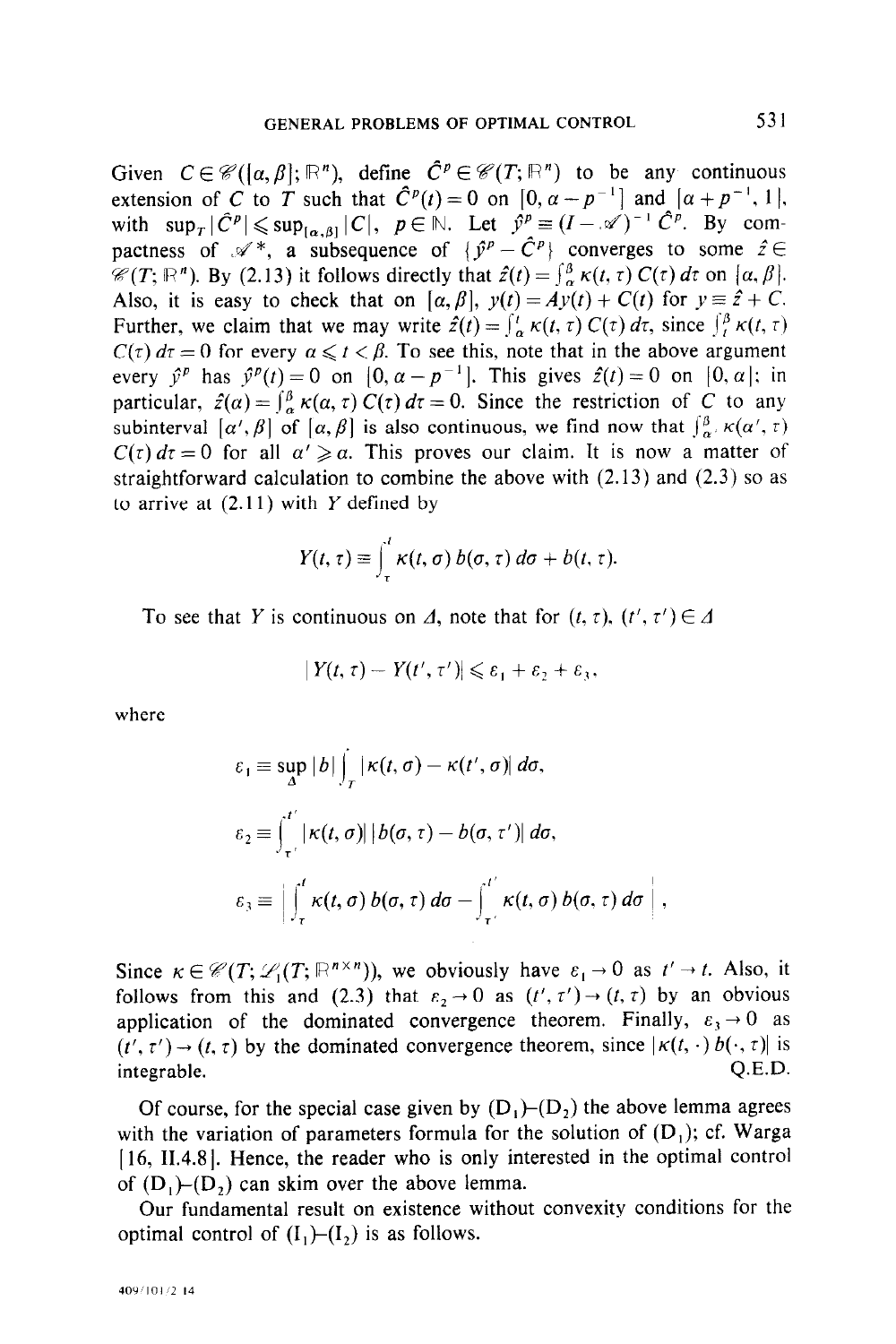Given $C \in \mathscr{C}([\alpha, \beta]; \mathbb{R}^n)$, define $\hat{C}^p \in \mathscr{C}(T; \mathbb{R}^n)$ to be any continuous extension of $C$ to $T$ such that $\hat{C}^p(t) = 0$ on $[0, \alpha - p^{-1}]$ and $[\alpha + p^{-1}, 1]$, with $\sup_T |\hat{C}^p| \leqslant \sup_{[\alpha,\beta]} |C|$, $p \in \mathbb{N}$. Let $\hat{y}^p \equiv (I - \mathscr{A})^{-1} \hat{C}^p$. By compactness of $\mathscr{A}^*$, a subsequence of $\{\hat{y}^p - \hat{C}^p\}$ converges to some $\hat{z} \in \mathscr{C}(T; \mathbb{R}^n)$. By (2.13) it follows directly that $\hat{z}(t) = \int_\alpha^\beta \kappa(t, \tau)\, C(\tau)\, d\tau$ on $[\alpha, \beta]$. Also, it is easy to check that on $[\alpha, \beta]$, $y(t) = Ay(t) + C(t)$ for $y \equiv \hat{z} + C$. Further, we claim that we may write $\hat{z}(t) = \int_\alpha^t \kappa(t, \tau)\, C(\tau)\, d\tau$, since $\int_t^\beta \kappa(t, \tau)$ $C(\tau)\, d\tau = 0$ for every $\alpha \leqslant t < \beta$. To see this, note that in the above argument every $\hat{y}^p$ has $\hat{y}^p(t) = 0$ on $[0, \alpha - p^{-1}]$. This gives $\hat{z}(t) = 0$ on $[0, \alpha]$; in particular, $\hat{z}(\alpha) = \int_\alpha^\beta \kappa(\alpha, \tau)\, C(\tau)\, d\tau = 0$. Since the restriction of $C$ to any subinterval $[\alpha', \beta]$ of $[\alpha, \beta]$ is also continuous, we find now that $\int_{\alpha'}^\beta \kappa(\alpha', \tau)$ $C(\tau)\, d\tau = 0$ for all $\alpha' \geqslant \alpha$. This proves our claim. It is now a matter of straightforward calculation to combine the above with (2.13) and (2.3) so as to arrive at (2.11) with $Y$ defined by

$$Y(t, \tau) \equiv \int_\tau^t \kappa(t, \sigma)\, b(\sigma, \tau)\, d\sigma + b(t, \tau).$$

To see that $Y$ is continuous on $\Delta$, note that for $(t, \tau), (t', \tau') \in \Delta$

$$|Y(t, \tau) - Y(t', \tau')| \leqslant \varepsilon_1 + \varepsilon_2 + \varepsilon_3,$$

where

$$\varepsilon_1 \equiv \sup_\Delta |b| \int_T |\kappa(t, \sigma) - \kappa(t', \sigma)|\, d\sigma,$$

$$\varepsilon_2 \equiv \int_{\tau'}^{t'} |\kappa(t, \sigma)|\, |b(\sigma, \tau) - b(\sigma, \tau')|\, d\sigma,$$

$$\varepsilon_3 \equiv \left| \int_\tau^t \kappa(t, \sigma)\, b(\sigma, \tau)\, d\sigma - \int_{\tau'}^{t'} \kappa(t, \sigma)\, b(\sigma, \tau)\, d\sigma \right|,$$

Since $\kappa \in \mathscr{C}(T; \mathscr{L}_1(T; \mathbb{R}^{n \times n}))$, we obviously have $\varepsilon_1 \to 0$ as $t' \to t$. Also, it follows from this and (2.3) that $\varepsilon_2 \to 0$ as $(t', \tau') \to (t, \tau)$ by an obvious application of the dominated convergence theorem. Finally, $\varepsilon_3 \to 0$ as $(t', \tau') \to (t, \tau)$ by the dominated convergence theorem, since $|\kappa(t, \cdot)\, b(\cdot, \tau)|$ is integrable. Q.E.D.

Of course, for the special case given by $(\mathrm{D}_1)$–$(\mathrm{D}_2)$ the above lemma agrees with the variation of parameters formula for the solution of $(\mathrm{D}_1)$; cf. Warga [16, II.4.8]. Hence, the reader who is only interested in the optimal control of $(\mathrm{D}_1)$–$(\mathrm{D}_2)$ can skim over the above lemma.

Our fundamental result on existence without convexity conditions for the optimal control of $(\mathrm{I}_1)$–$(\mathrm{I}_2)$ is as follows.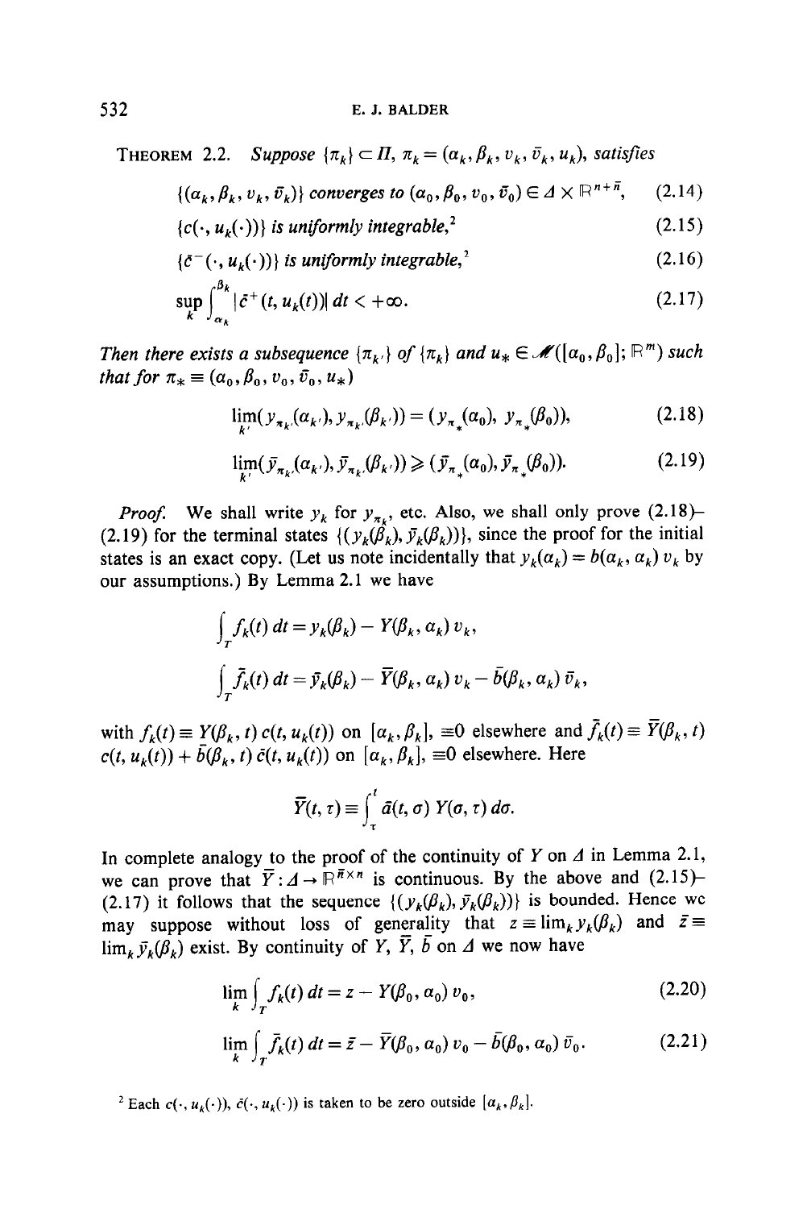**THEOREM 2.2.** *Suppose* $\{\pi_k\} \subset \Pi$, $\pi_k = (\alpha_k, \beta_k, v_k, \bar{v}_k, u_k)$, *satisfies*

$$\{(\alpha_k, \beta_k, v_k, \bar{v}_k)\} \text{ converges to } (\alpha_0, \beta_0, v_0, \bar{v}_0) \in \Delta \times \mathbb{R}^{n+\bar{n}}, \tag{2.14}$$

$$\{c(\cdot, u_k(\cdot))\} \text{ is uniformly integrable,}^{2} \tag{2.15}$$

$$\{\bar{c}^-(\cdot, u_k(\cdot))\} \text{ is uniformly integrable,}^{2} \tag{2.16}$$

$$\sup_k \int_{\alpha_k}^{\beta_k} |\bar{c}^+(t, u_k(t))|\, dt < +\infty. \tag{2.17}$$

*Then there exists a subsequence* $\{\pi_{k'}\}$ *of* $\{\pi_k\}$ *and* $u_* \in \mathcal{M}([\alpha_0, \beta_0]; \mathbb{R}^m)$ *such that for* $\pi_* \equiv (\alpha_0, \beta_0, v_0, \bar{v}_0, u_*)$

$$\lim_{k'} (y_{\pi_{k'}}(\alpha_{k'}), y_{\pi_{k'}}(\beta_{k'})) = (y_{\pi_*}(\alpha_0), y_{\pi_*}(\beta_0)), \tag{2.18}$$

$$\lim_{k'} (\bar{y}_{\pi_{k'}}(\alpha_{k'}), \bar{y}_{\pi_{k'}}(\beta_{k'})) \geqslant (\bar{y}_{\pi_*}(\alpha_0), \bar{y}_{\pi_*}(\beta_0)). \tag{2.19}$$

*Proof.* We shall write $y_k$ for $y_{\pi_k}$, etc. Also, we shall only prove (2.18)–(2.19) for the terminal states $\{(y_k(\beta_k), \bar{y}_k(\beta_k))\}$, since the proof for the initial states is an exact copy. (Let us note incidentally that $y_k(\alpha_k) = b(\alpha_k, \alpha_k)\, v_k$ by our assumptions.) By Lemma 2.1 we have

$$\int_T f_k(t)\, dt = y_k(\beta_k) - Y(\beta_k, \alpha_k)\, v_k,$$

$$\int_T \bar{f}_k(t)\, dt = \bar{y}_k(\beta_k) - \bar{Y}(\beta_k, \alpha_k)\, v_k - \bar{b}(\beta_k, \alpha_k)\, \bar{v}_k,$$

with $f_k(t) \equiv Y(\beta_k, t)\, c(t, u_k(t))$ on $[\alpha_k, \beta_k]$, $\equiv 0$ elsewhere and $\bar{f}_k(t) \equiv \bar{Y}(\beta_k, t)\, c(t, u_k(t)) + \bar{b}(\beta_k, t)\, \bar{c}(t, u_k(t))$ on $[\alpha_k, \beta_k]$, $\equiv 0$ elsewhere. Here

$$\bar{Y}(t, \tau) \equiv \int_\tau^t \bar{a}(t, \sigma)\, Y(\sigma, \tau)\, d\sigma.$$

In complete analogy to the proof of the continuity of $Y$ on $\Delta$ in Lemma 2.1, we can prove that $\bar{Y} : \Delta \to \mathbb{R}^{\bar{n} \times n}$ is continuous. By the above and (2.15)–(2.17) it follows that the sequence $\{(y_k(\beta_k), \bar{y}_k(\beta_k))\}$ is bounded. Hence we may suppose without loss of generality that $z \equiv \lim_k y_k(\beta_k)$ and $\bar{z} \equiv \lim_k \bar{y}_k(\beta_k)$ exist. By continuity of $Y$, $\bar{Y}$, $\bar{b}$ on $\Delta$ we now have

$$\lim_k \int_T f_k(t)\, dt = z - Y(\beta_0, \alpha_0)\, v_0, \tag{2.20}$$

$$\lim_k \int_T \bar{f}_k(t)\, dt = \bar{z} - \bar{Y}(\beta_0, \alpha_0)\, v_0 - \bar{b}(\beta_0, \alpha_0)\, \bar{v}_0. \tag{2.21}$$

[2] Each $c(\cdot, u_k(\cdot))$, $\bar{c}(\cdot, u_k(\cdot))$ is taken to be zero outside $[\alpha_k, \beta_k]$.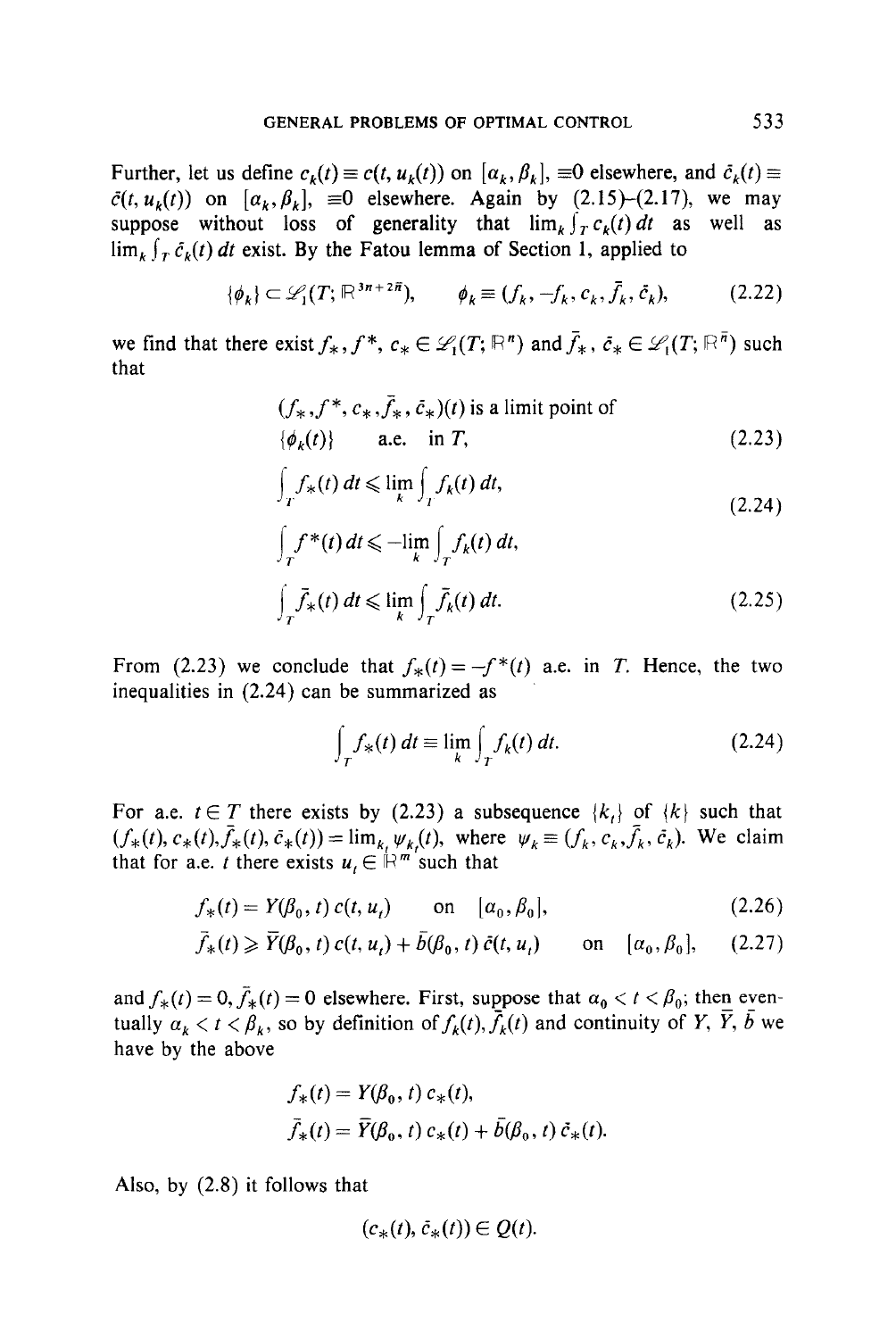Further, let us define $c_k(t) \equiv c(t, u_k(t))$ on $[\alpha_k, \beta_k]$, $\equiv 0$ elsewhere, and $\bar{c}_k(t) \equiv \bar{c}(t, u_k(t))$ on $[\alpha_k, \beta_k]$, $\equiv 0$ elsewhere. Again by (2.15)–(2.17), we may suppose without loss of generality that $\lim_k \int_T c_k(t)\,dt$ as well as $\lim_k \int_T \bar{c}_k(t)\,dt$ exist. By the Fatou lemma of Section 1, applied to

$$\{\phi_k\} \subset \mathscr{L}_1(T; \mathbb{R}^{3n+2\bar{n}}), \qquad \phi_k \equiv (f_k, -f_k, c_k, \bar{f}_k, \bar{c}_k), \tag{2.22}$$

we find that there exist $f_*, f^*, c_* \in \mathscr{L}_1(T; \mathbb{R}^n)$ and $\bar{f}_*, \bar{c}_* \in \mathscr{L}_1(T; \mathbb{R}^{\bar{n}})$ such that

$$(f_*, f^*, c_*, \bar{f}_*, \bar{c}_*)(t) \text{ is a limit point of } \{\phi_k(t)\} \quad \text{a.e. in } T, \tag{2.23}$$

$$\int_T f_*(t)\,dt \leqslant \lim_k \int_T f_k(t)\,dt, \qquad \int_T f^*(t)\,dt \leqslant -\lim_k \int_T f_k(t)\,dt, \tag{2.24}$$

$$\int_T \bar{f}_*(t)\,dt \leqslant \lim_k \int_T \bar{f}_k(t)\,dt. \tag{2.25}$$

From (2.23) we conclude that $f_*(t) = -f^*(t)$ a.e. in $T$. Hence, the two inequalities in (2.24) can be summarized as

$$\int_T f_*(t)\,dt \equiv \lim_k \int_T f_k(t)\,dt. \tag{2.24}$$

For a.e. $t \in T$ there exists by (2.23) a subsequence $\{k_t\}$ of $\{k\}$ such that $(f_*(t), c_*(t), \bar{f}_*(t), \bar{c}_*(t)) = \lim_{k_t} \psi_{k_t}(t)$, where $\psi_k \equiv (f_k, c_k, \bar{f}_k, \bar{c}_k)$. We claim that for a.e. $t$ there exists $u_t \in \mathbb{R}^m$ such that

$$f_*(t) = Y(\beta_0, t)\, c(t, u_t) \qquad \text{on} \quad [\alpha_0, \beta_0], \tag{2.26}$$

$$\bar{f}_*(t) \geqslant \bar{Y}(\beta_0, t)\, c(t, u_t) + \bar{b}(\beta_0, t)\, \bar{c}(t, u_t) \qquad \text{on} \quad [\alpha_0, \beta_0], \tag{2.27}$$

and $f_*(t) = 0, \bar{f}_*(t) = 0$ elsewhere. First, suppose that $\alpha_0 < t < \beta_0$; then eventually $\alpha_k < t < \beta_k$, so by definition of $f_k(t), \bar{f}_k(t)$ and continuity of $Y$, $\bar{Y}$, $\bar{b}$ we have by the above

$$f_*(t) = Y(\beta_0, t)\, c_*(t),$$

$$\bar{f}_*(t) = \bar{Y}(\beta_0, t)\, c_*(t) + \bar{b}(\beta_0, t)\, \bar{c}_*(t).$$

Also, by (2.8) it follows that

$$(c_*(t), \bar{c}_*(t)) \in Q(t).$$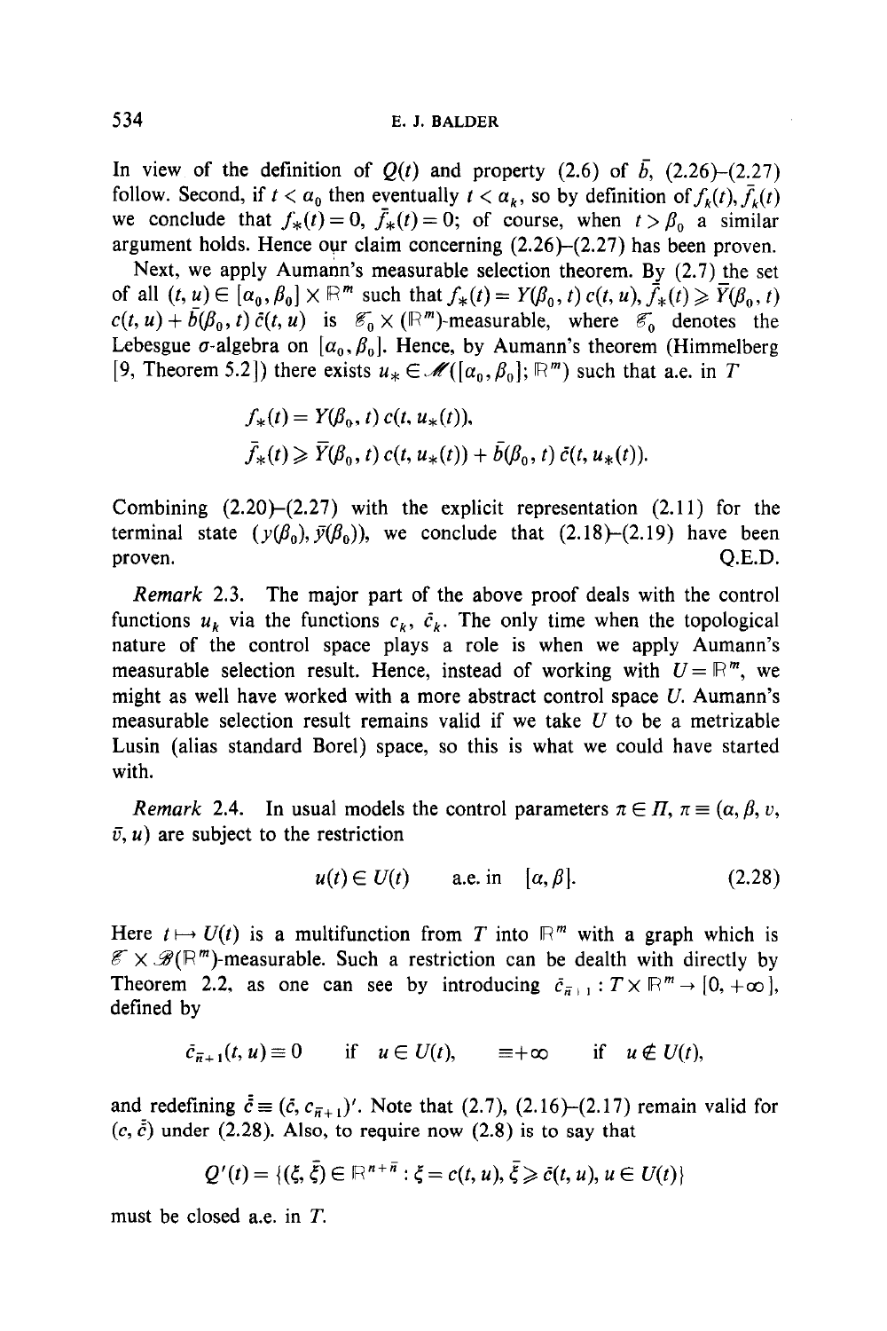In view of the definition of $Q(t)$ and property (2.6) of $\bar{b}$, (2.26)–(2.27) follow. Second, if $t < \alpha_0$ then eventually $t < \alpha_k$, so by definition of $f_k(t), \bar{f}_k(t)$ we conclude that $f_*(t) = 0$, $\bar{f}_*(t) = 0$; of course, when $t > \beta_0$ a similar argument holds. Hence our claim concerning (2.26)–(2.27) has been proven.

Next, we apply Aumann's measurable selection theorem. By (2.7) the set of all $(t, u) \in [\alpha_0, \beta_0] \times \mathbb{R}^m$ such that $f_*(t) = Y(\beta_0, t)\, c(t, u), \bar{f}_*(t) \geqslant \bar{Y}(\beta_0, t)$ $c(t, u) + \bar{b}(\beta_0, t)\, \bar{c}(t, u)$ is $\mathscr{E}_0 \times (\mathbb{R}^m)$-measurable, where $\mathscr{E}_0$ denotes the Lebesgue $\sigma$-algebra on $[\alpha_0, \beta_0]$. Hence, by Aumann's theorem (Himmelberg [9, Theorem 5.2]) there exists $u_* \in \mathscr{M}([\alpha_0, \beta_0]; \mathbb{R}^m)$ such that a.e. in $T$

$$f_*(t) = Y(\beta_0, t)\, c(t, u_*(t)),$$

$$\bar{f}_*(t) \geqslant \bar{Y}(\beta_0, t)\, c(t, u_*(t)) + \bar{b}(\beta_0, t)\, \bar{c}(t, u_*(t)).$$

Combining (2.20)–(2.27) with the explicit representation (2.11) for the terminal state $(y(\beta_0), \bar{y}(\beta_0))$, we conclude that (2.18)–(2.19) have been proven. Q.E.D.

*Remark* 2.3. The major part of the above proof deals with the control functions $u_k$ via the functions $c_k$, $\bar{c}_k$. The only time when the topological nature of the control space plays a role is when we apply Aumann's measurable selection result. Hence, instead of working with $U = \mathbb{R}^m$, we might as well have worked with a more abstract control space $U$. Aumann's measurable selection result remains valid if we take $U$ to be a metrizable Lusin (alias standard Borel) space, so this is what we could have started with.

*Remark* 2.4. In usual models the control parameters $\pi \in \Pi$, $\pi \equiv (\alpha, \beta, v, \bar{v}, u)$ are subject to the restriction

$$u(t) \in U(t) \qquad \text{a.e. in} \quad [\alpha, \beta]. \tag{2.28}$$

Here $t \mapsto U(t)$ is a multifunction from $T$ into $\mathbb{R}^m$ with a graph which is $\mathscr{E} \times \mathscr{B}(\mathbb{R}^m)$-measurable. Such a restriction can be dealth with directly by Theorem 2.2, as one can see by introducing $\bar{c}_{\bar{n}+1} : T \times \mathbb{R}^m \to [0, +\infty]$, defined by

$$\bar{c}_{\bar{n}+1}(t, u) \equiv 0 \quad \text{if} \quad u \in U(t), \qquad \equiv +\infty \quad \text{if} \quad u \notin U(t),$$

and redefining $\bar{\bar{c}} \equiv (\bar{c}, c_{\bar{n}+1})'$. Note that (2.7), (2.16)–(2.17) remain valid for $(c, \bar{\bar{c}})$ under (2.28). Also, to require now (2.8) is to say that

$$Q'(t) = \{(\xi, \bar{\xi}) \in \mathbb{R}^{n+\bar{n}} : \xi = c(t, u), \bar{\xi} \geqslant \bar{c}(t, u), u \in U(t)\}$$

must be closed a.e. in $T$.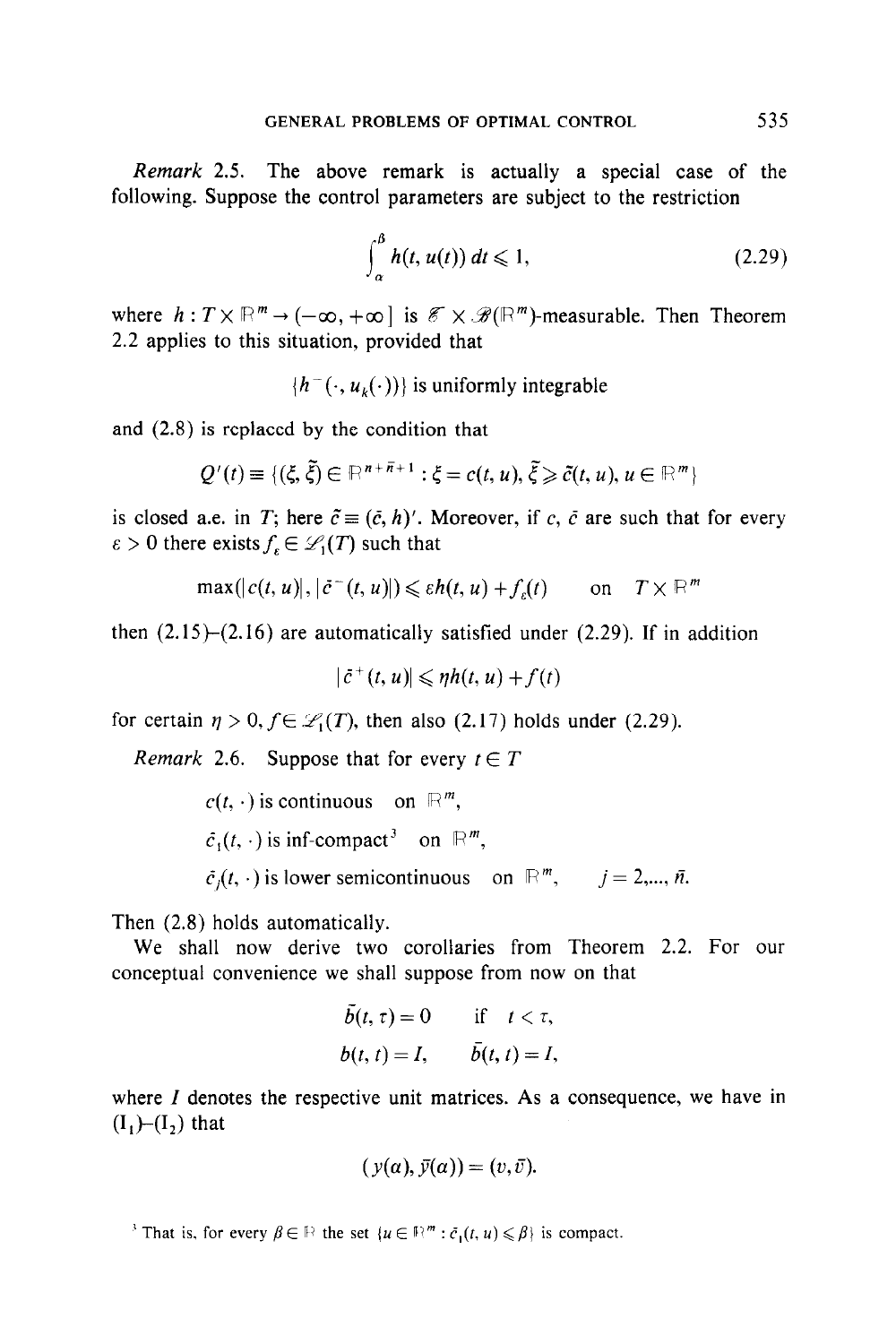*Remark* 2.5. The above remark is actually a special case of the following. Suppose the control parameters are subject to the restriction

$$\int_\alpha^\beta h(t, u(t))\, dt \leqslant 1, \tag{2.29}$$

where $h : T \times \mathbb{R}^m \to (-\infty, +\infty]$ is $\mathscr{T} \times \mathscr{B}(\mathbb{R}^m)$-measurable. Then Theorem 2.2 applies to this situation, provided that

$$\{h^-(\cdot, u_k(\cdot))\} \text{ is uniformly integrable}$$

and (2.8) is replaced by the condition that

$$Q'(t) \equiv \{(\xi, \bar{\xi}) \in \mathbb{R}^{n+\bar{n}+1} : \xi = c(t, u), \bar{\xi} \geqslant \bar{c}(t, u), u \in \mathbb{R}^m\}$$

is closed a.e. in $T$; here $\bar{c} \equiv (\bar{c}, h)'$. Moreover, if $c$, $\bar{c}$ are such that for every $\varepsilon > 0$ there exists $f_\varepsilon \in \mathscr{L}_1(T)$ such that

$$\max(|c(t, u)|, |\bar{c}^-(t, u)|) \leqslant \varepsilon h(t, u) + f_\varepsilon(t) \qquad \text{on} \quad T \times \mathbb{R}^m$$

then (2.15)–(2.16) are automatically satisfied under (2.29). If in addition

$$|\bar{c}^+(t, u)| \leqslant \eta h(t, u) + f(t)$$

for certain $\eta > 0$, $f \in \mathscr{L}_1(T)$, then also (2.17) holds under (2.29).

*Remark* 2.6. Suppose that for every $t \in T$

$$c(t, \cdot) \text{ is continuous} \quad \text{on } \mathbb{R}^m,$$

$$\bar{c}_1(t, \cdot) \text{ is inf-compact[3]} \quad \text{on } \mathbb{R}^m,$$

$$\bar{c}_j(t, \cdot) \text{ is lower semicontinuous} \quad \text{on } \mathbb{R}^m, \qquad j = 2, ..., \bar{n}.$$

Then (2.8) holds automatically.

We shall now derive two corollaries from Theorem 2.2. For our conceptual convenience we shall suppose from now on that

$$\bar{b}(t, \tau) = 0 \qquad \text{if} \quad t < \tau,$$

$$b(t, t) = I, \qquad \bar{b}(t, t) = I,$$

where $I$ denotes the respective unit matrices. As a consequence, we have in $(\text{I}_1)$–$(\text{I}_2)$ that

$$(y(\alpha), \bar{y}(\alpha)) = (v, \bar{v}).$$

[3] That is, for every $\beta \in \mathbb{R}$ the set $\{u \in \mathbb{R}^m : \bar{c}_1(t, u) \leqslant \beta\}$ is compact.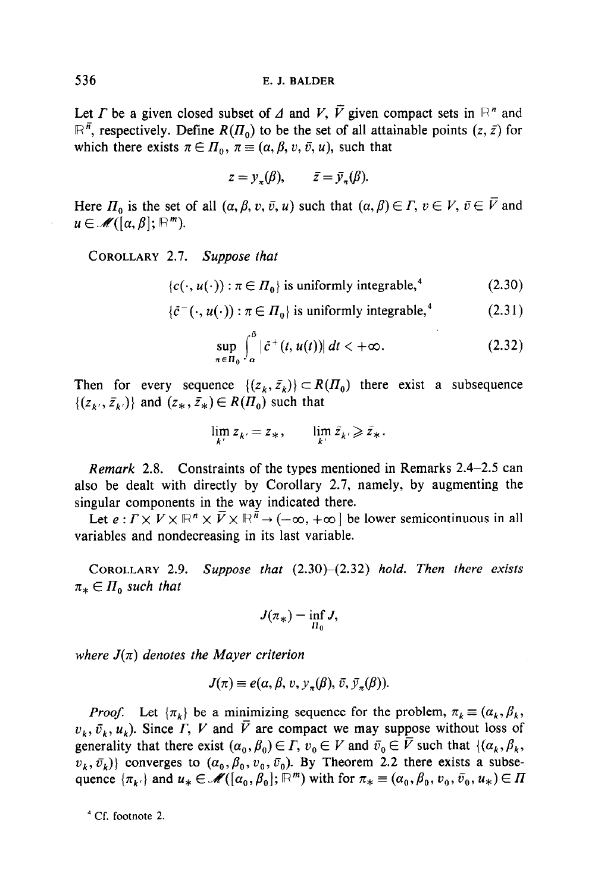Let $\Gamma$ be a given closed subset of $\Delta$ and $V$, $\bar{V}$ given compact sets in $\mathbb{R}^n$ and $\mathbb{R}^{\bar{n}}$, respectively. Define $R(\Pi_0)$ to be the set of all attainable points $(z, \bar{z})$ for which there exists $\pi \in \Pi_0$, $\pi \equiv (\alpha, \beta, v, \bar{v}, u)$, such that

$$z = y_\pi(\beta), \qquad \bar{z} = \bar{y}_\pi(\beta).$$

Here $\Pi_0$ is the set of all $(\alpha, \beta, v, \bar{v}, u)$ such that $(\alpha, \beta) \in \Gamma$, $v \in V$, $\bar{v} \in \bar{V}$ and $u \in \mathcal{M}([\alpha, \beta]; \mathbb{R}^m)$.

COROLLARY 2.7. *Suppose that*

$$\{c(\cdot, u(\cdot)) : \pi \in \Pi_0\} \text{ is uniformly integrable,[4]} \tag{2.30}$$

$$\{\bar{c}^-(\cdot, u(\cdot)) : \pi \in \Pi_0\} \text{ is uniformly integrable,[4]} \tag{2.31}$$

$$\sup_{\pi \in \Pi_0} \int_\alpha^\beta |\bar{c}^+(t, u(t))| \, dt < +\infty. \tag{2.32}$$

*Then for every sequence* $\{(z_k, \bar{z}_k)\} \subset R(\Pi_0)$ *there exist a subsequence* $\{(z_{k'}, \bar{z}_{k'})\}$ *and* $(z_*, \bar{z}_*) \in R(\Pi_0)$ *such that*

$$\lim_{k'} z_{k'} = z_*, \qquad \underline{\lim}_{k'} \bar{z}_{k'} \geqslant \bar{z}_*.$$

*Remark* 2.8. Constraints of the types mentioned in Remarks 2.4–2.5 can also be dealt with directly by Corollary 2.7, namely, by augmenting the singular components in the way indicated there.

Let $e : \Gamma \times V \times \mathbb{R}^n \times \bar{V} \times \mathbb{R}^{\bar{n}} \to (-\infty, +\infty]$ be lower semicontinuous in all variables and nondecreasing in its last variable.

COROLLARY 2.9. *Suppose that* (2.30)–(2.32) *hold. Then there exists* $\pi_* \in \Pi_0$ *such that*

$$J(\pi_*) = \inf_{\Pi_0} J,$$

*where* $J(\pi)$ *denotes the Mayer criterion*

$$J(\pi) \equiv e(\alpha, \beta, v, y_\pi(\beta), \bar{v}, \bar{y}_\pi(\beta)).$$

*Proof.* Let $\{\pi_k\}$ be a minimizing sequence for the problem, $\pi_k \equiv (\alpha_k, \beta_k, v_k, \bar{v}_k, u_k)$. Since $\Gamma$, $V$ and $\bar{V}$ are compact we may suppose without loss of generality that there exist $(\alpha_0, \beta_0) \in \Gamma$, $v_0 \in V$ and $\bar{v}_0 \in \bar{V}$ such that $\{(\alpha_k, \beta_k, v_k, \bar{v}_k)\}$ converges to $(\alpha_0, \beta_0, v_0, \bar{v}_0)$. By Theorem 2.2 there exists a subsequence $\{\pi_{k'}\}$ and $u_* \in \mathcal{M}([\alpha_0, \beta_0]; \mathbb{R}^m)$ with for $\pi_* \equiv (\alpha_0, \beta_0, v_0, \bar{v}_0, u_*) \in \Pi$

[4] Cf. footnote 2.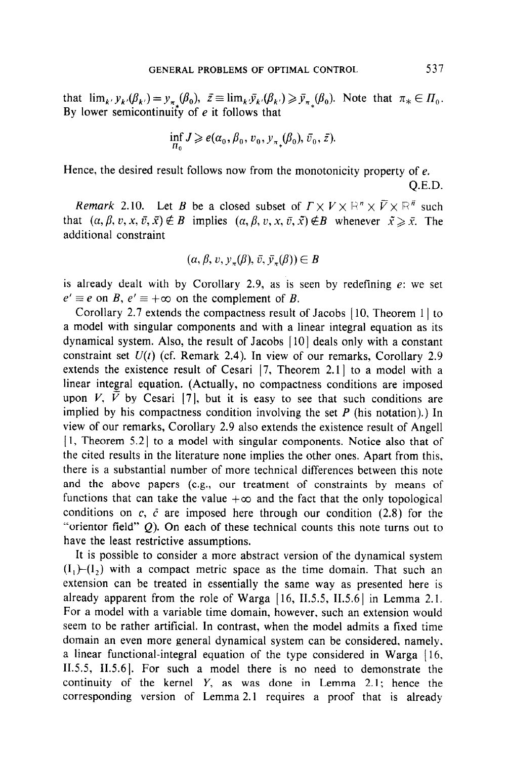that $\lim_{k'} y_{k'}(\beta_{k'}) = y_{\pi_*}(\beta_0)$, $\bar{z} \equiv \lim_{k'} \bar{y}_{k'}(\beta_{k'}) \geqslant \bar{y}_{\pi_*}(\beta_0)$. Note that $\pi_* \in \Pi_0$. By lower semicontinuity of $e$ it follows that

$$\inf_{\Pi_0} J \geqslant e(\alpha_0, \beta_0, v_0, y_{\pi_*}(\beta_0), \bar{v}_0, \bar{z}).$$

Hence, the desired result follows now from the monotonicity property of $e$.

Q.E.D.

*Remark* 2.10. Let $B$ be a closed subset of $\Gamma \times V \times \mathbb{R}^n \times \bar{V} \times \mathbb{R}^{\bar{n}}$ such that $(\alpha, \beta, v, x, \bar{v}, \bar{x}) \notin B$ implies $(\alpha, \beta, v, x, \bar{v}, \tilde{x}) \notin B$ whenever $\tilde{x} \geqslant \bar{x}$. The additional constraint

$$(\alpha, \beta, v, y_\pi(\beta), \bar{v}, \bar{y}_\pi(\beta)) \in B$$

is already dealt with by Corollary 2.9, as is seen by redefining $e$: we set $e' \equiv e$ on $B$, $e' \equiv +\infty$ on the complement of $B$.

Corollary 2.7 extends the compactness result of Jacobs [10, Theorem 1] to a model with singular components and with a linear integral equation as its dynamical system. Also, the result of Jacobs [10] deals only with a constant constraint set $U(t)$ (cf. Remark 2.4). In view of our remarks, Corollary 2.9 extends the existence result of Cesari [7, Theorem 2.1] to a model with a linear integral equation. (Actually, no compactness conditions are imposed upon $V$, $\bar{V}$ by Cesari [7], but it is easy to see that such conditions are implied by his compactness condition involving the set $P$ (his notation).) In view of our remarks, Corollary 2.9 also extends the existence result of Angell [1, Theorem 5.2] to a model with singular components. Notice also that of the cited results in the literature none implies the other ones. Apart from this, there is a substantial number of more technical differences between this note and the above papers (e.g., our treatment of constraints by means of functions that can take the value $+\infty$ and the fact that the only topological conditions on $c$, $\bar{c}$ are imposed here through our condition (2.8) for the "orientor field" $Q$). On each of these technical counts this note turns out to have the least restrictive assumptions.

It is possible to consider a more abstract version of the dynamical system $(\mathrm{I}_1)$–$(\mathrm{I}_2)$ with a compact metric space as the time domain. That such an extension can be treated in essentially the same way as presented here is already apparent from the role of Warga [16, II.5.5, II.5.6] in Lemma 2.1. For a model with a variable time domain, however, such an extension would seem to be rather artificial. In contrast, when the model admits a fixed time domain an even more general dynamical system can be considered, namely, a linear functional-integral equation of the type considered in Warga [16, II.5.5, II.5.6]. For such a model there is no need to demonstrate the continuity of the kernel $Y$, as was done in Lemma 2.1; hence the corresponding version of Lemma 2.1 requires a proof that is already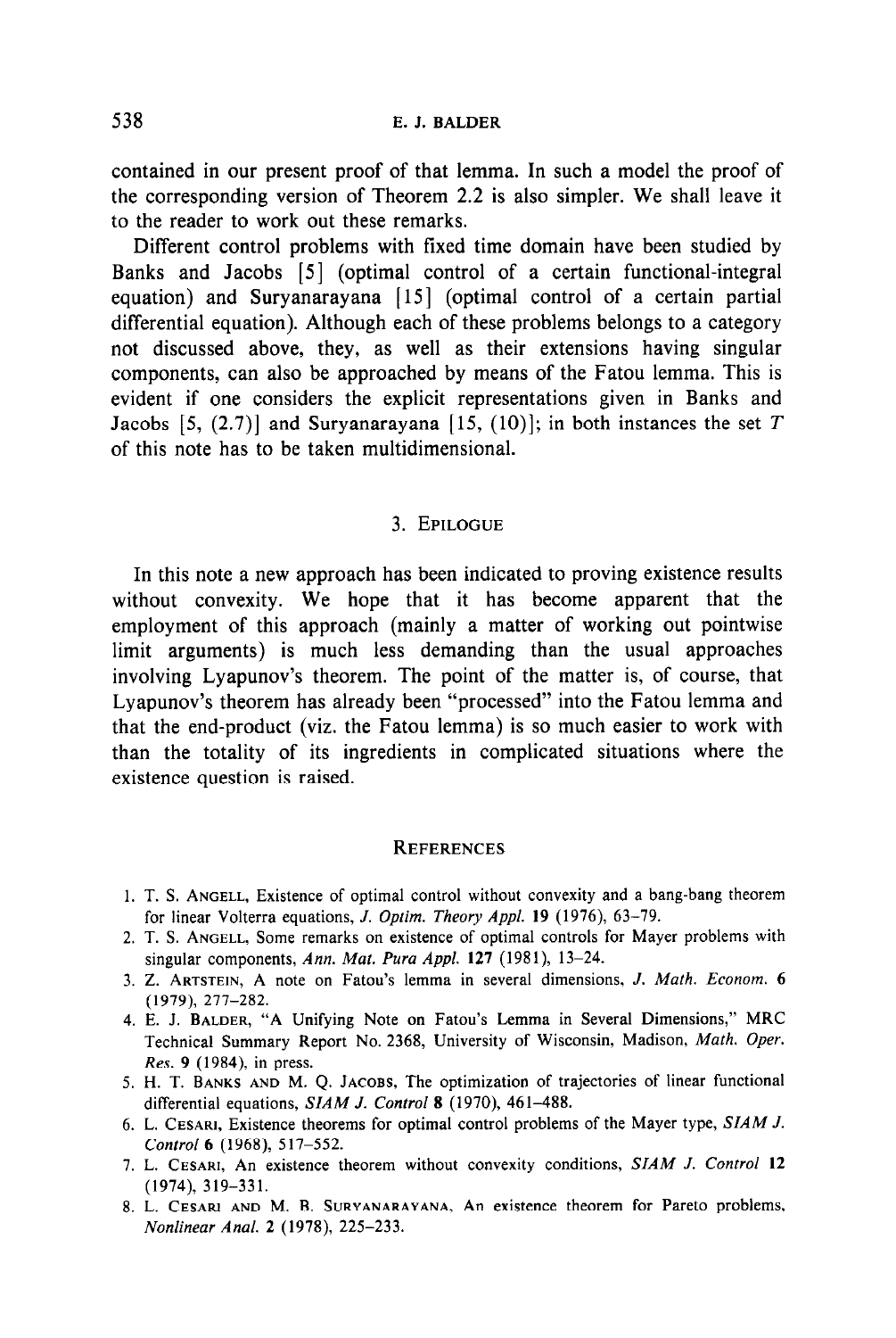contained in our present proof of that lemma. In such a model the proof of the corresponding version of Theorem 2.2 is also simpler. We shall leave it to the reader to work out these remarks.

Different control problems with fixed time domain have been studied by Banks and Jacobs [5] (optimal control of a certain functional-integral equation) and Suryanarayana [15] (optimal control of a certain partial differential equation). Although each of these problems belongs to a category not discussed above, they, as well as their extensions having singular components, can also be approached by means of the Fatou lemma. This is evident if one considers the explicit representations given in Banks and Jacobs [5, (2.7)] and Suryanarayana [15, (10)]; in both instances the set $T$ of this note has to be taken multidimensional.

## 3. Epilogue

In this note a new approach has been indicated to proving existence results without convexity. We hope that it has become apparent that the employment of this approach (mainly a matter of working out pointwise limit arguments) is much less demanding than the usual approaches involving Lyapunov's theorem. The point of the matter is, of course, that Lyapunov's theorem has already been "processed" into the Fatou lemma and that the end-product (viz. the Fatou lemma) is so much easier to work with than the totality of its ingredients in complicated situations where the existence question is raised.

## References

1. T. S. Angell, Existence of optimal control without convexity and a bang-bang theorem for linear Volterra equations, *J. Optim. Theory Appl.* **19** (1976), 63–79.
2. T. S. Angell, Some remarks on existence of optimal controls for Mayer problems with singular components, *Ann. Mat. Pura Appl.* **127** (1981), 13–24.
3. Z. Artstein, A note on Fatou's lemma in several dimensions, *J. Math. Econom.* **6** (1979), 277–282.
4. E. J. Balder, "A Unifying Note on Fatou's Lemma in Several Dimensions," MRC Technical Summary Report No. 2368, University of Wisconsin, Madison, *Math. Oper. Res.* **9** (1984), in press.
5. H. T. Banks and M. Q. Jacobs, The optimization of trajectories of linear functional differential equations, *SIAM J. Control* **8** (1970), 461–488.
6. L. Cesari, Existence theorems for optimal control problems of the Mayer type, *SIAM J. Control* **6** (1968), 517–552.
7. L. Cesari, An existence theorem without convexity conditions, *SIAM J. Control* **12** (1974), 319–331.
8. L. Cesari and M. B. Suryanarayana, An existence theorem for Pareto problems, *Nonlinear Anal.* **2** (1978), 225–233.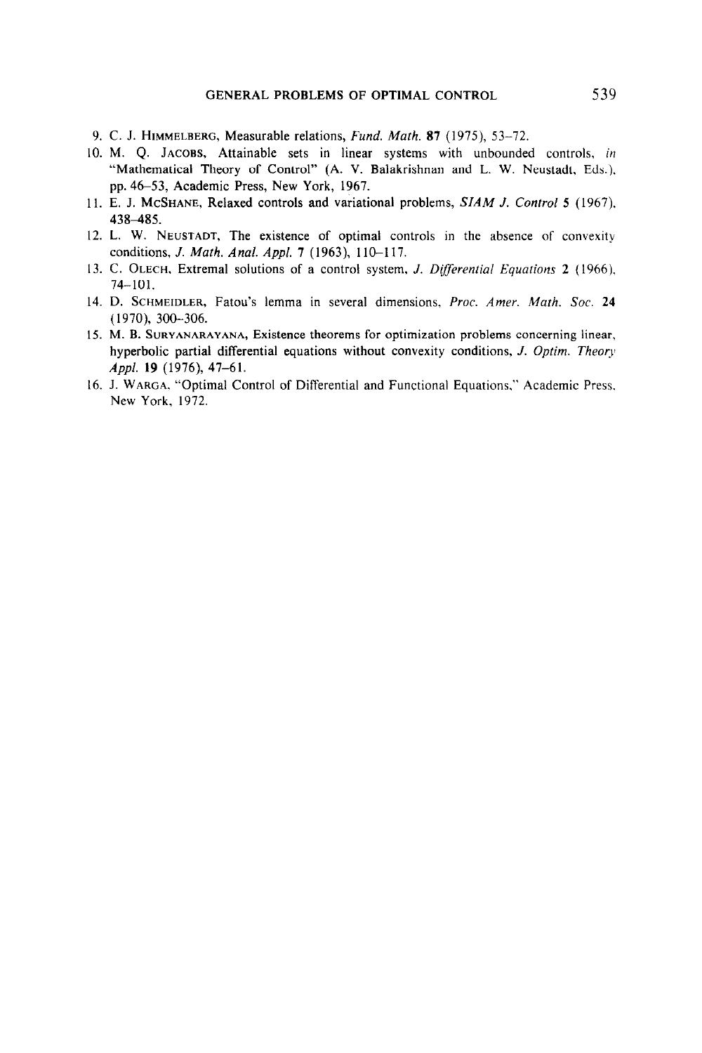9. C. J. Himmelberg, Measurable relations, *Fund. Math.* **87** (1975), 53–72.
10. M. Q. Jacobs, Attainable sets in linear systems with unbounded controls, *in* "Mathematical Theory of Control" (A. V. Balakrishnan and L. W. Neustadt, Eds.), pp. 46–53, Academic Press, New York, 1967.
11. E. J. McShane, Relaxed controls and variational problems, *SIAM J. Control* **5** (1967), 438–485.
12. L. W. Neustadt, The existence of optimal controls in the absence of convexity conditions, *J. Math. Anal. Appl.* **7** (1963), 110–117.
13. C. Olech, Extremal solutions of a control system, *J. Differential Equations* **2** (1966), 74–101.
14. D. Schmeidler, Fatou's lemma in several dimensions, *Proc. Amer. Math. Soc.* **24** (1970), 300–306.
15. M. B. Suryanarayana, Existence theorems for optimization problems concerning linear, hyperbolic partial differential equations without convexity conditions, *J. Optim. Theory Appl.* **19** (1976), 47–61.
16. J. Warga, "Optimal Control of Differential and Functional Equations," Academic Press, New York, 1972.